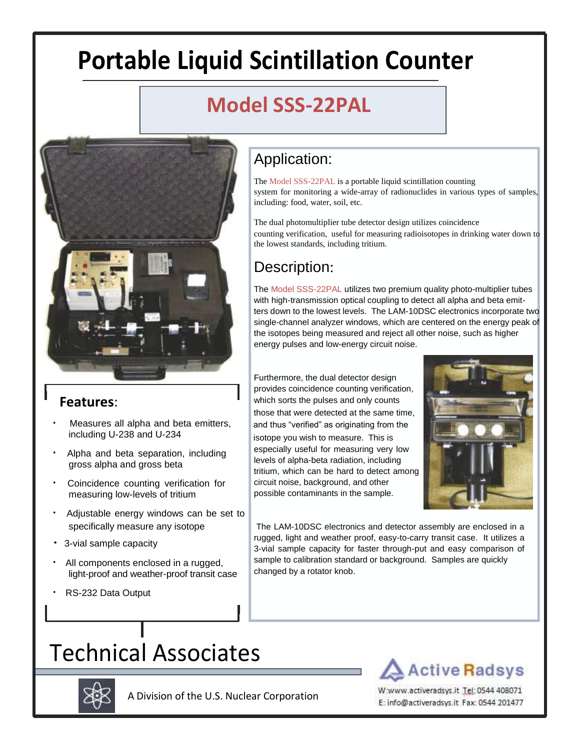# Portable Liquid Scintillation Counter

## Model SSS-22PAL

## Application:

The Model SSS-22PAL is a portable liquid scintillation counting system for monitoring a wide-array of radionuclides in various types of samples, including: food, water, soil, etc.

The dual photomultiplier tube detector design utilizes coincidence counting verification, useful for measuring radioisotopes in drinking water down to the lowest standards, including tritium.

## Description:

The Model SSS-22PAL utilizes two premium quality photo-multiplier tubes with high-transmission optical coupling to detect all alpha and beta emitters down to the lowest levels. The LAM-10DSC electronics incorporate two single-channel analyzer windows, which are centered on the energy peak of the isotopes being measured and reject all other noise, such as higher energy pulses and low-energy circuit noise.

Furthermore, the dual detector design provides coincidence counting verification, which sorts the pulses and only counts those that were detected at the same time, and thus "verified" as originating from the isotope you wish to measure. This is especially useful for measuring very low levels of alpha-beta radiation, including tritium, which can be hard to detect among circuit noise, background, and other possible contaminants in the sample.

The LAM-10DSC electronics and detector assembly are enclosed in a rugged, light and weather proof, easy-to-carry transit case. It utilizes a 3-vial sample capacity for faster through-put and easy comparison of sample to calibration standard or background. Samples are quickly changed by a rotator knob.

## Features:

- Measures all alpha and beta emitters, including U-238 and U-234
- Alpha and beta separation, including gross alpha and gross beta
- Coincidence counting verification for measuring low-levels of tritium
- Adjustable energy windows can be set to specifically measure any isotope
- 3-vial sample capacity
- All components enclosed in a rugged, light-proof and weather-proof transit case
- RS-232 Data Output

# Technical Associates

A Division of the U.S. Nuclear Corporation

Active Radsys

W:www.activeradsys.it Tel: 0544 408071
E: info@activeradsys.it Fax: 0544 201477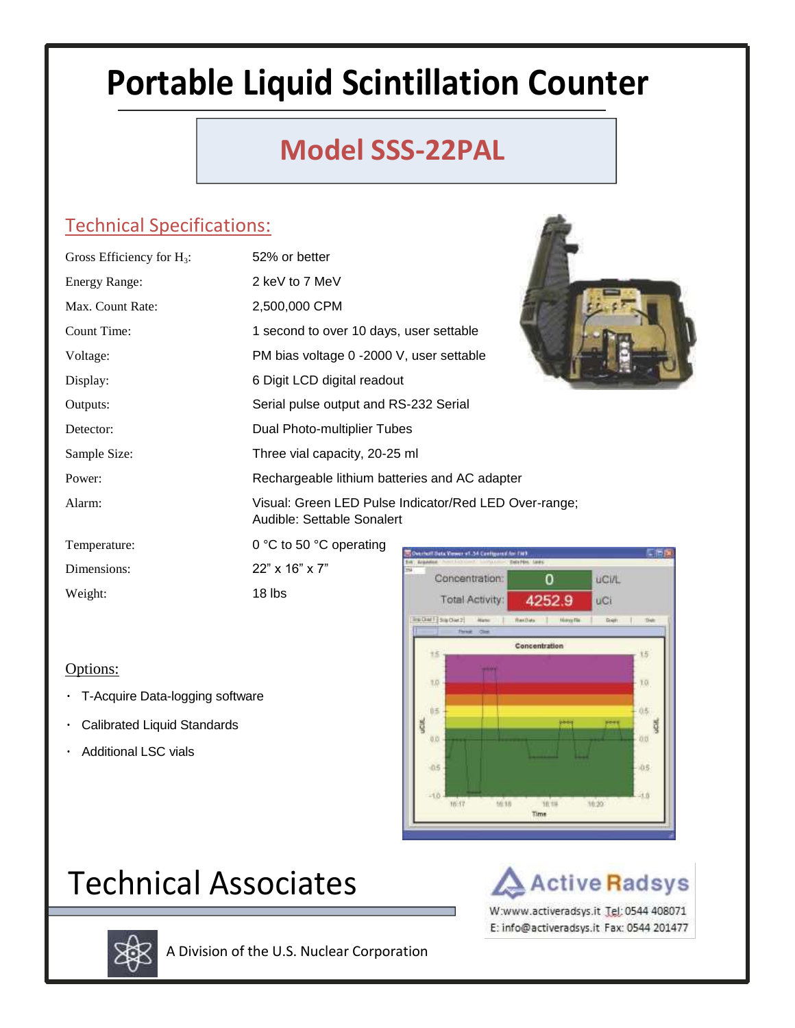# Portable Liquid Scintillation Counter

## Model SSS-22PAL

### Technical Specifications:

| | |
|---|---|
| Gross Efficiency for $H_3$: | 52% or better |
| Energy Range: | 2 keV to 7 MeV |
| Max. Count Rate: | 2,500,000 CPM |
| Count Time: | 1 second to over 10 days, user settable |
| Voltage: | PM bias voltage 0 -2000 V, user settable |
| Display: | 6 Digit LCD digital readout |
| Outputs: | Serial pulse output and RS-232 Serial |
| Detector: | Dual Photo-multiplier Tubes |
| Sample Size: | Three vial capacity, 20-25 ml |
| Power: | Rechargeable lithium batteries and AC adapter |
| Alarm: | Visual: Green LED Pulse Indicator/Red LED Over-range; Audible: Settable Sonalert |
| Temperature: | 0 °C to 50 °C operating |
| Dimensions: | 22" x 16" x 7" |
| Weight: | 18 lbs |

Concentration: 0 uCi/L
Total Activity: 4252.9 uCi

Concentration
1.5
1.0
0.5
0.0
-0.5
-1.0
uCi/L
16:17
16:18
16:19
16:20
Time

### Options:

- T-Acquire Data-logging software
- Calibrated Liquid Standards
- Additional LSC vials

# Technical Associates

A Division of the U.S. Nuclear Corporation

Active Radsys
W:www.activeradsys.it Tel: 0544 408071
E: info@activeradsys.it Fax: 0544 201477